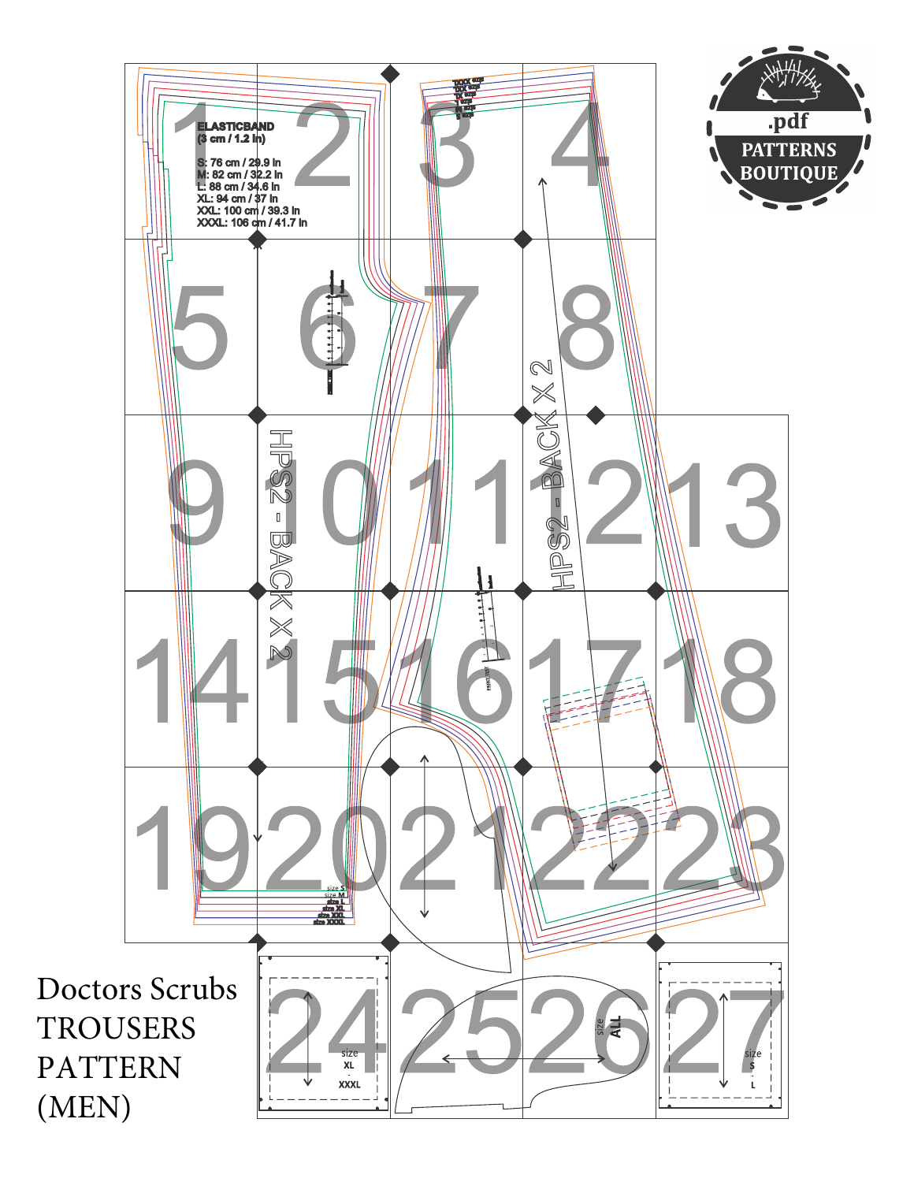# Doctors Scrubs TROUSERS PATTERN (MEN)

.pdf PATTERNS BOUTIQUE

**ELASTICBAND**
**(3 cm / 1.2 in)**

**S: 76 cm / 29.9 in**
**M: 82 cm / 32.2 in**
**L: 88 cm / 34.6 in**
**XL: 94 cm / 37 in**
**XXL: 100 cm / 39.3 in**
**XXXL: 106 cm / 41.7 in**

HPS2 - BACK X 2

HPS2 - BACK X 2

size S
size M
size L
size XL
size XXL
size XXXL

size XL - XXXL

size ALL

size S - L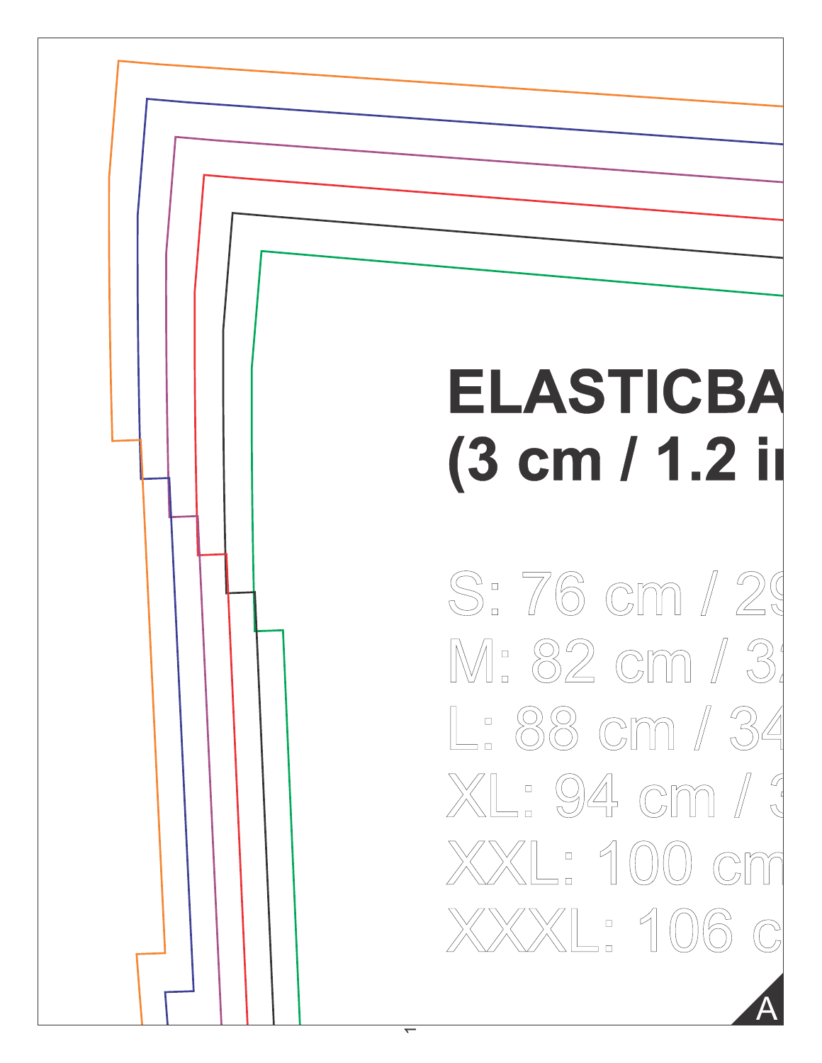# ELASTICBA
# (3 cm / 1.2 i

S: 76 cm / 29

M: 82 cm / 32

L: 88 cm / 34

XL: 94 cm / 3

XXL: 100 cm

XXXL: 106 c

A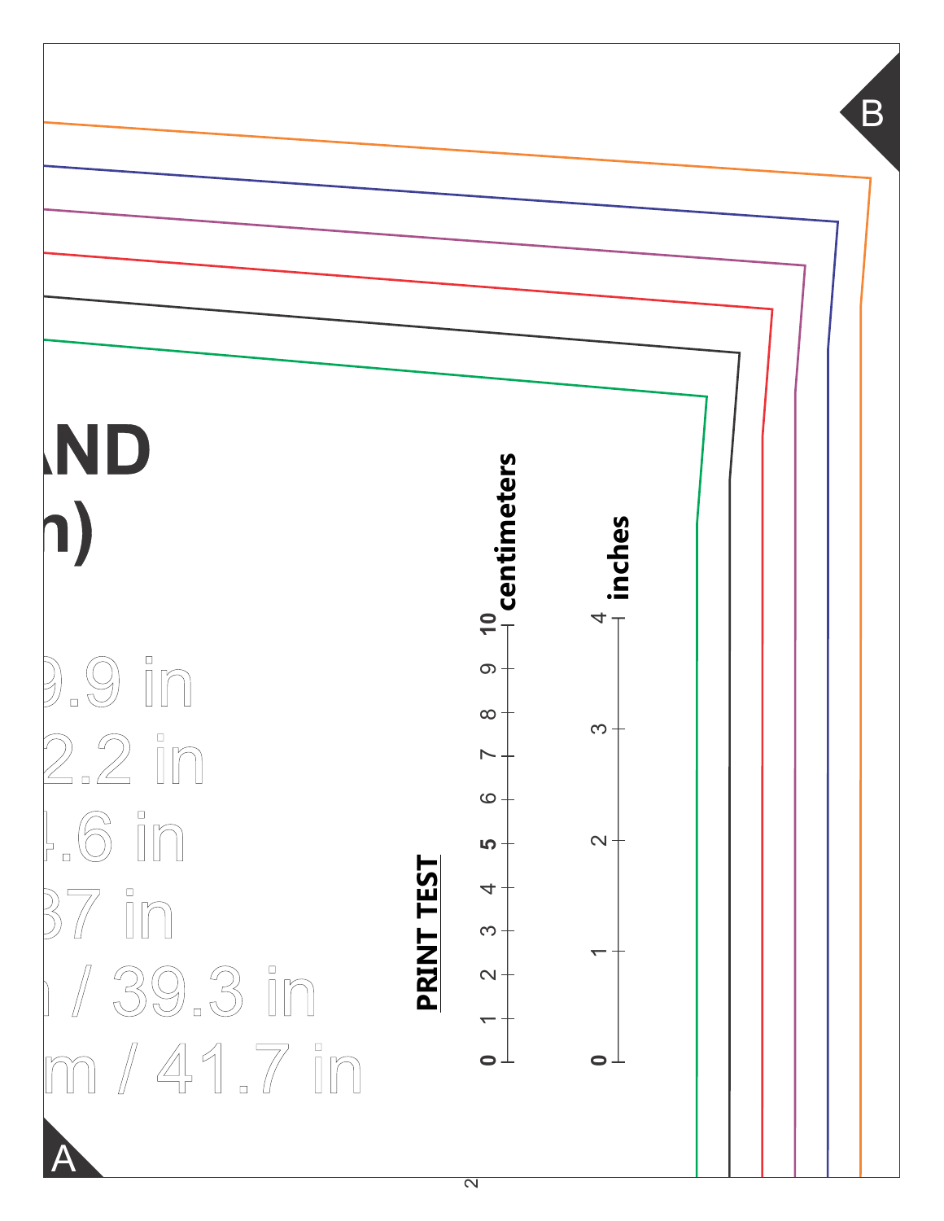# AND

# n)

9.9 in

2.2 in

4.6 in

37 in

n / 39.3 in

m / 41.7 in

**PRINT TEST**

0 1 2 3 4 5 6 7 8 9 10 **centimeters**

0 1 2 3 4 **inches**

A

B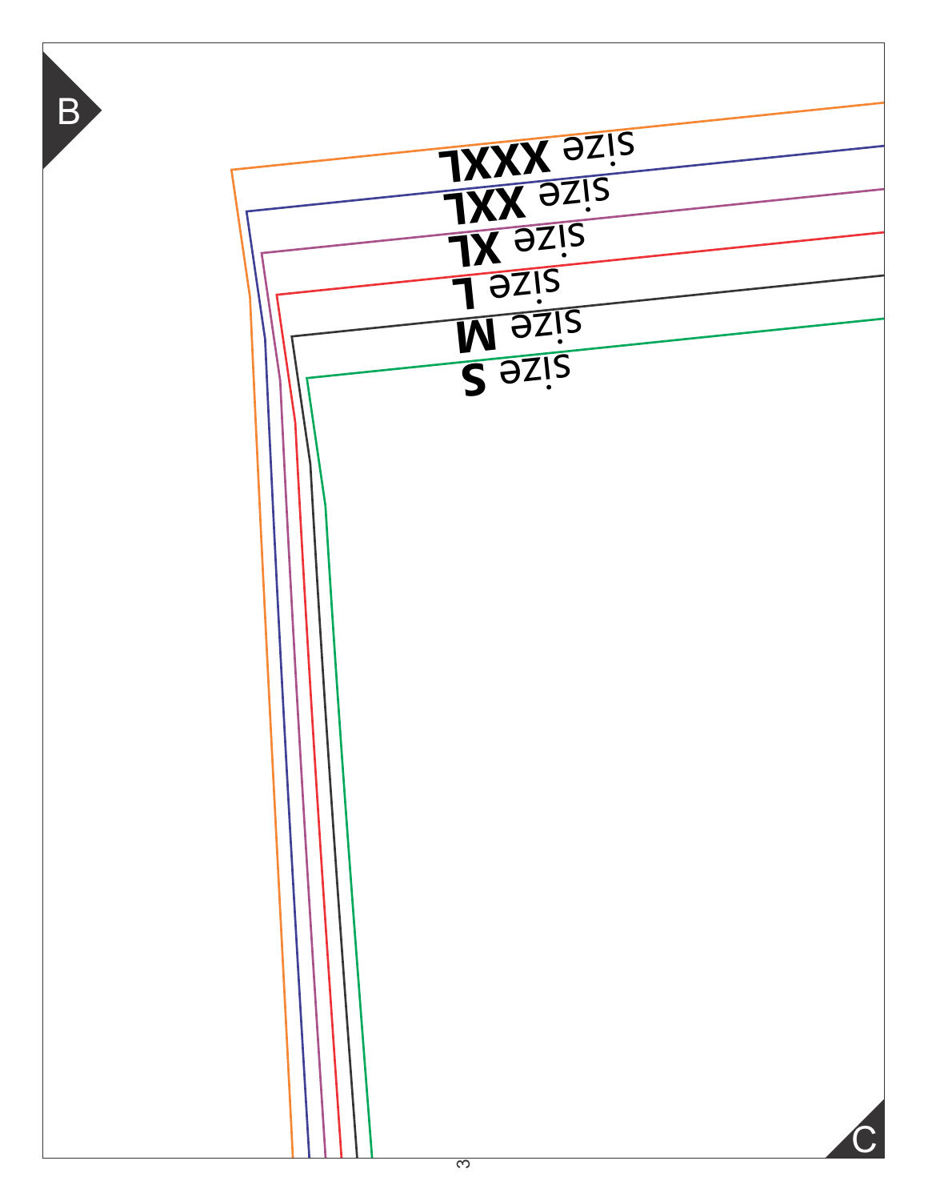B

size XXXL

size XXL

size XL

size L

size M

size S

C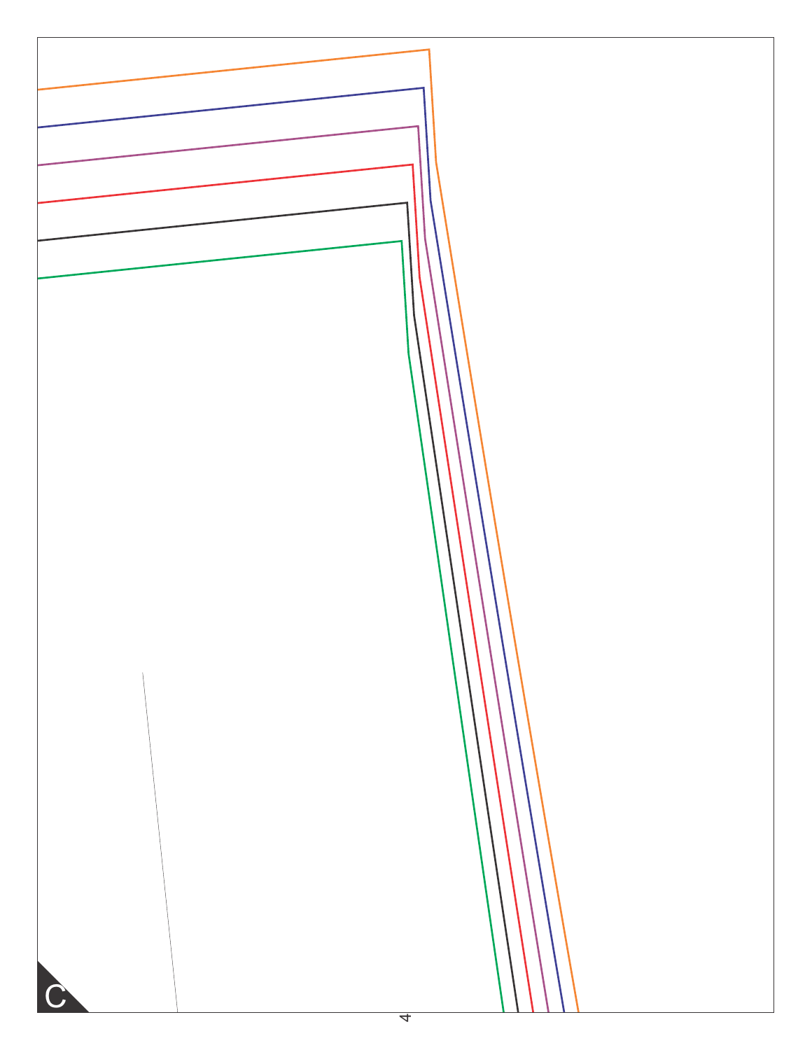C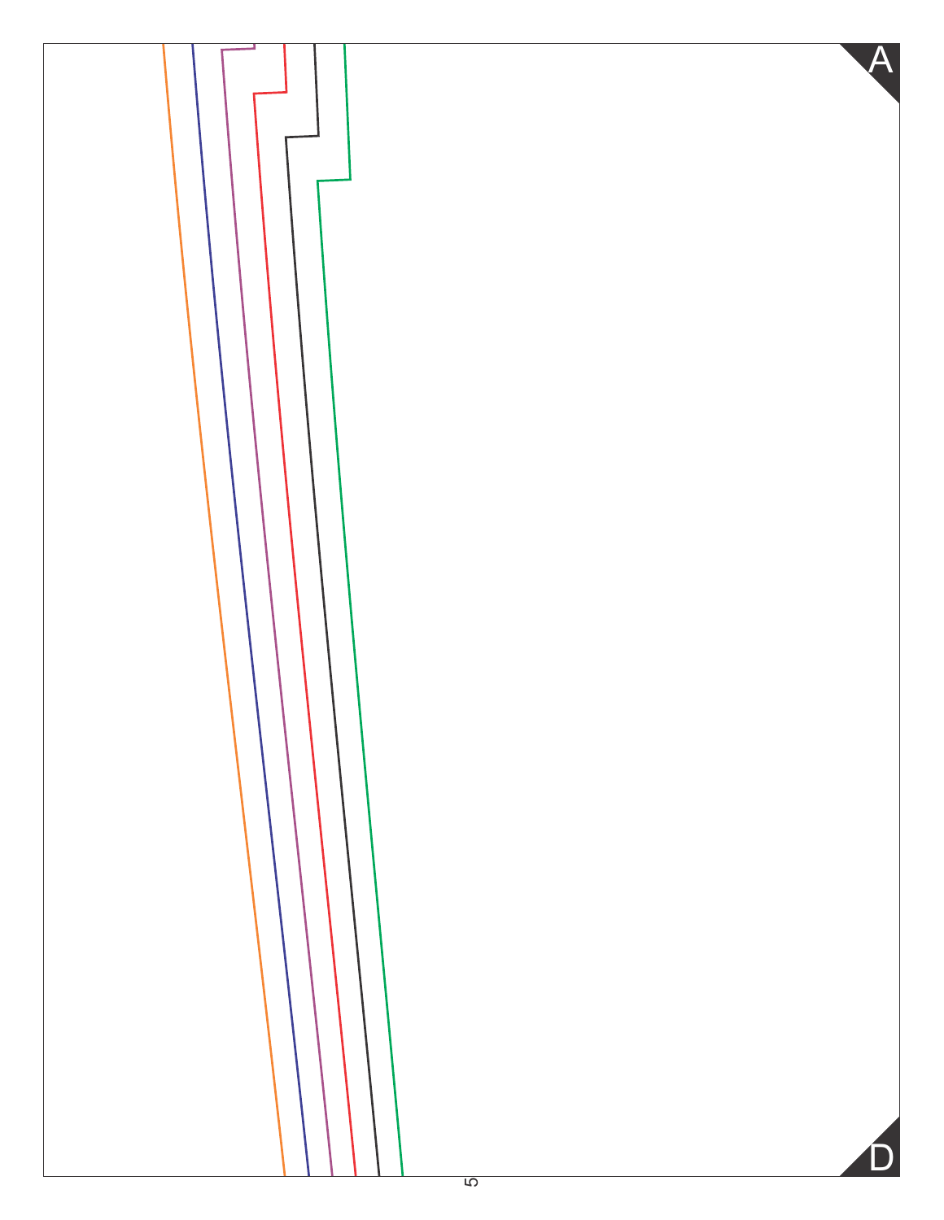A

D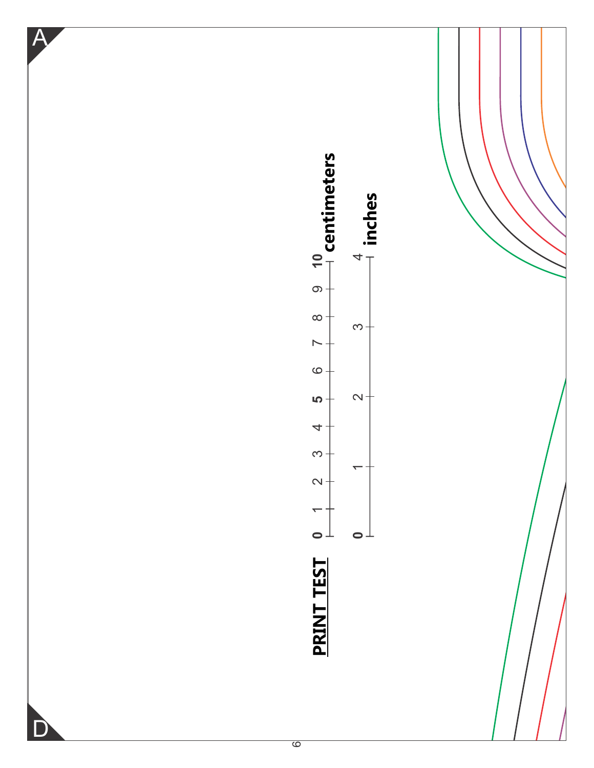A

## PRINT TEST

0 1 2 3 4 5 6 7 8 9 10 **centimeters**

0 1 2 3 4 **inches**

D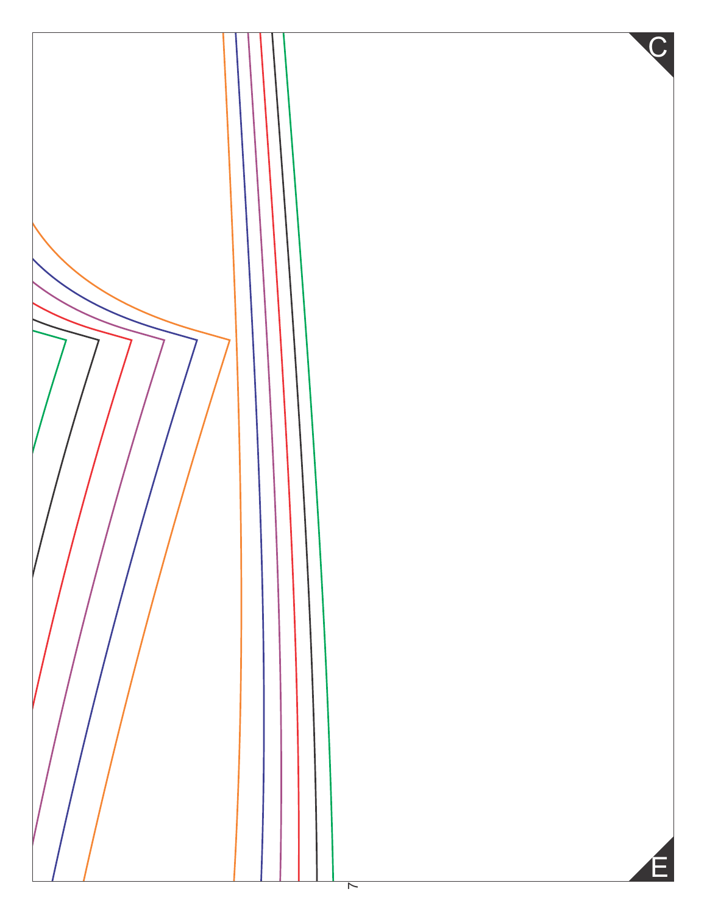C

E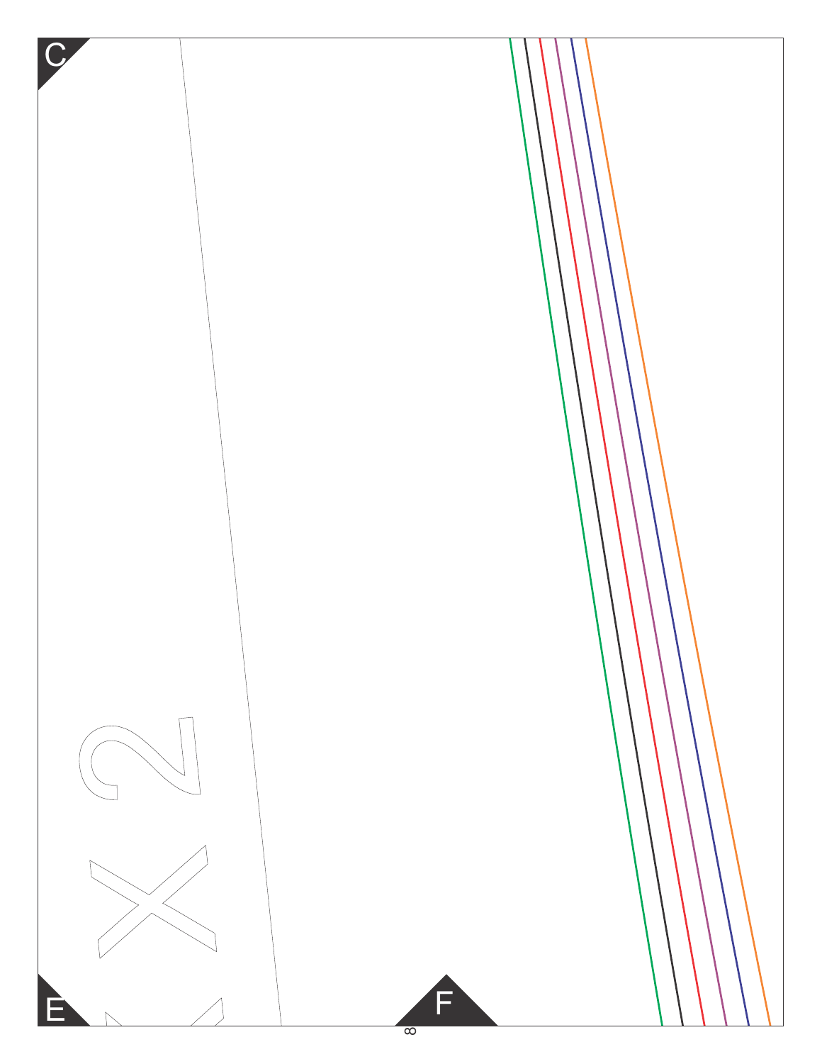C

X 2

E

F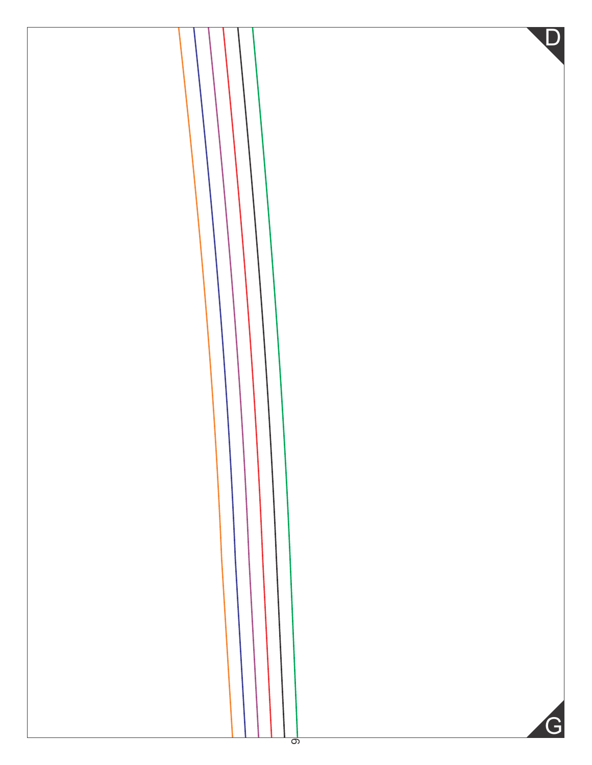D

G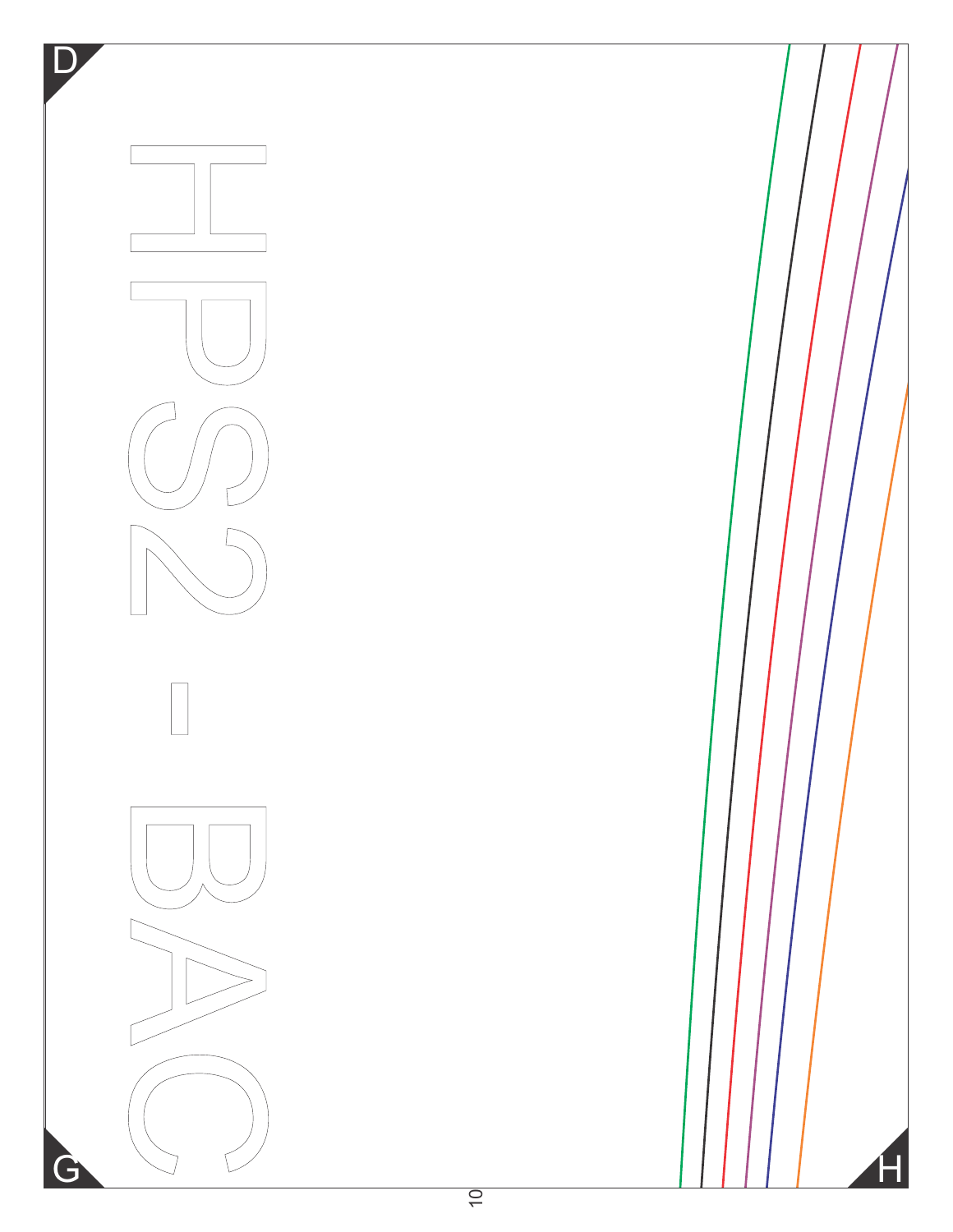D

HPS2 - BAC

G

H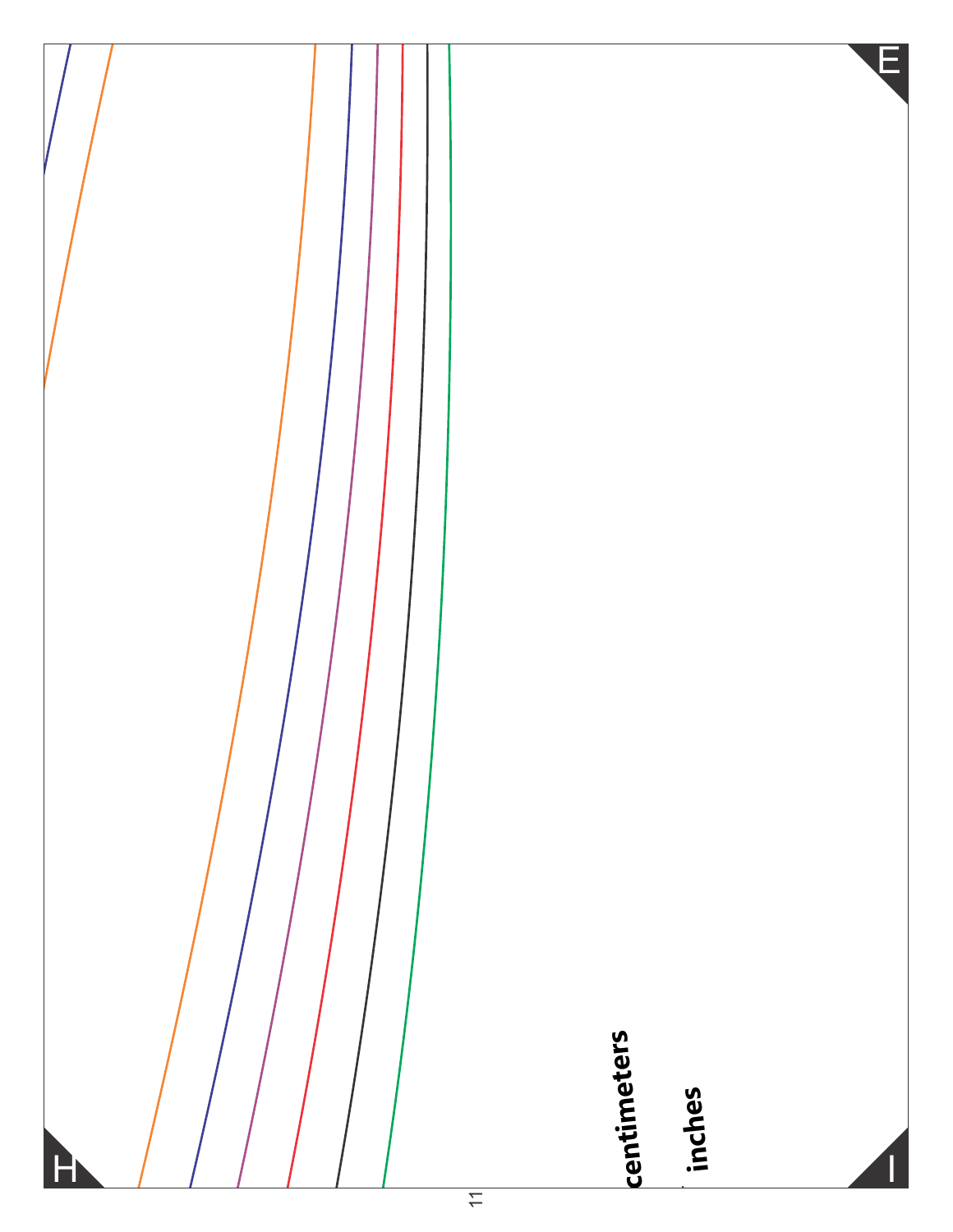E

H

I

centimeters

inches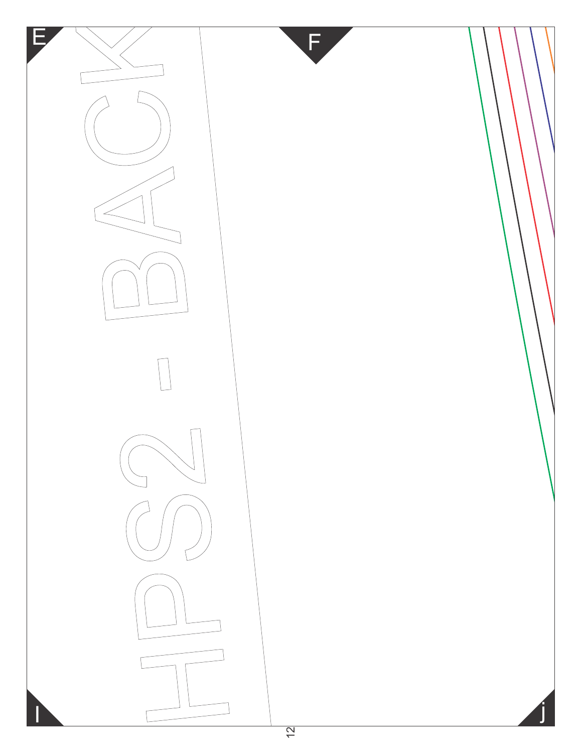E

F

HPS2 - BACK

I

j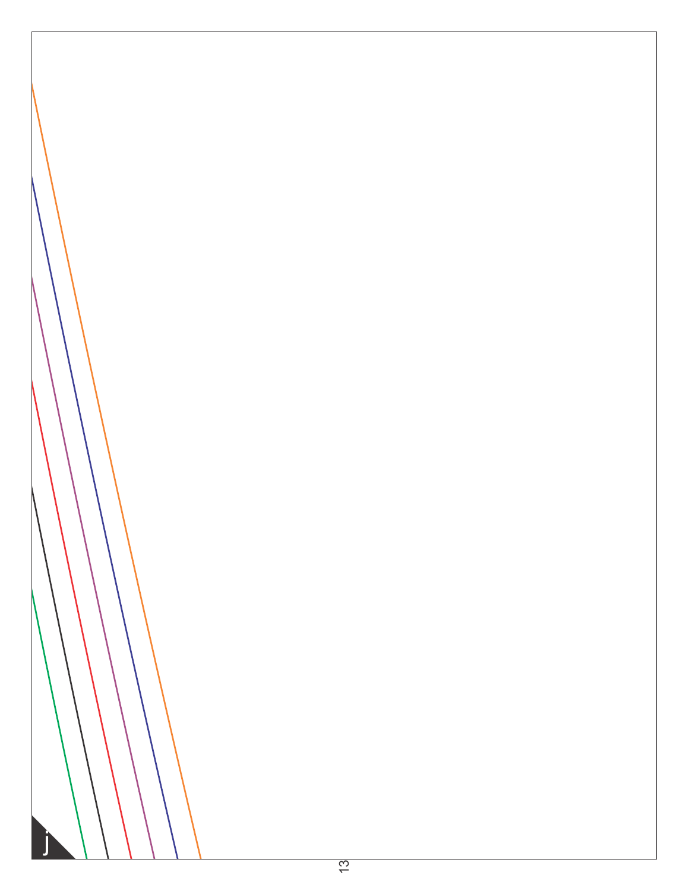j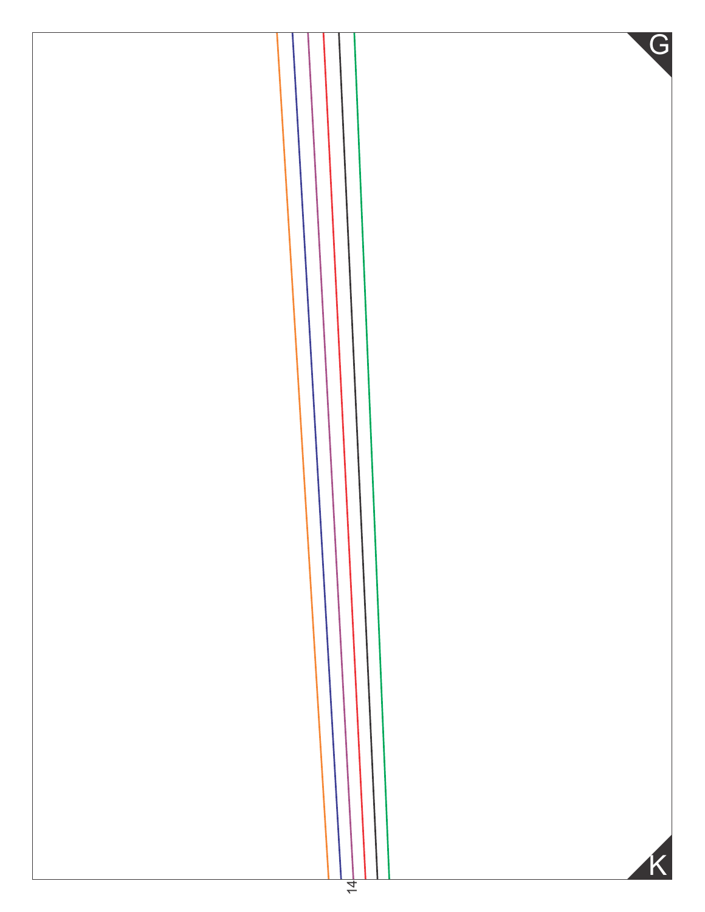G

K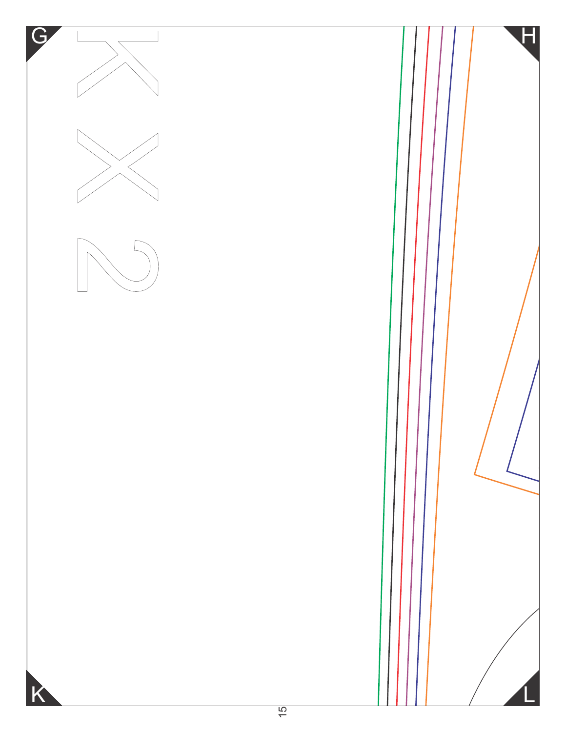G

H

K X 2

K

L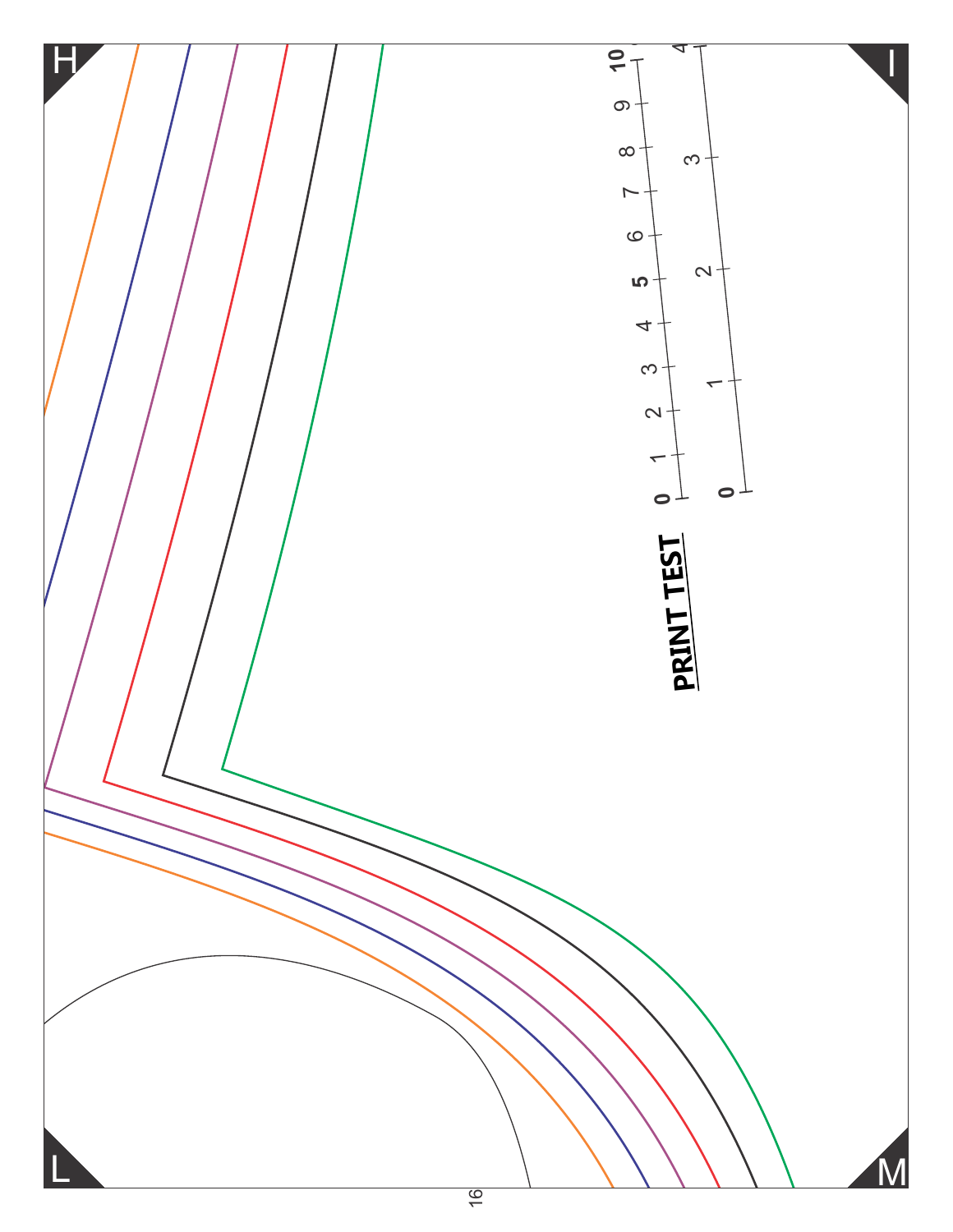H

I

L

M

**PRINT TEST**

0 1 2 3 4 5 6 7 8 9 10

0 1 2 3 4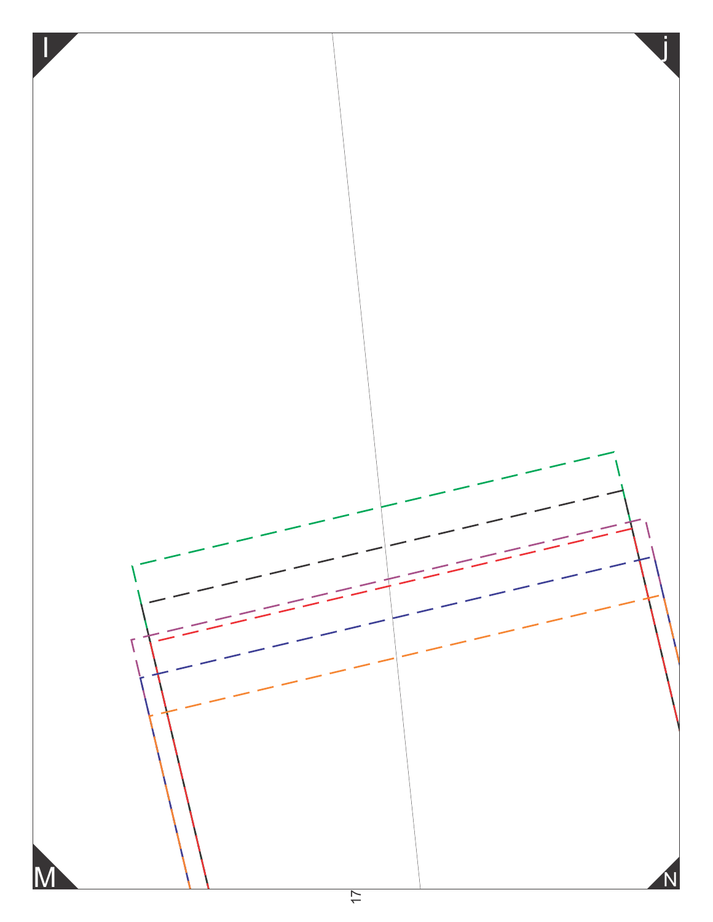I

j

M

N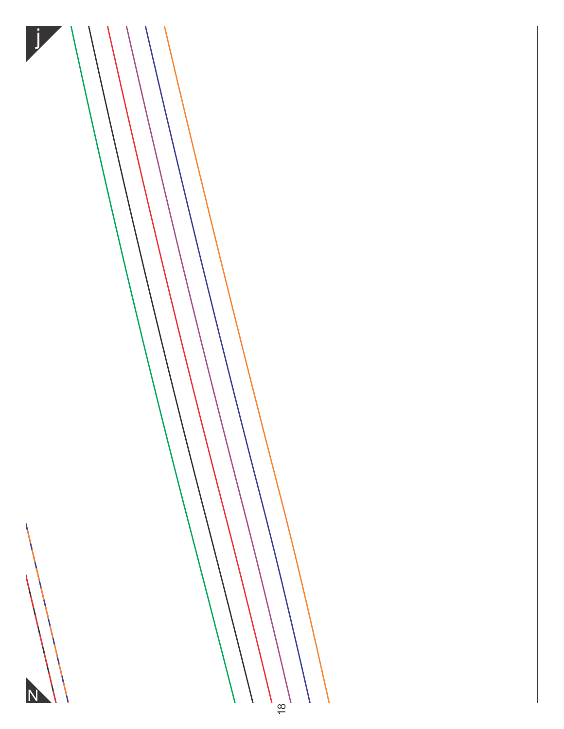j

N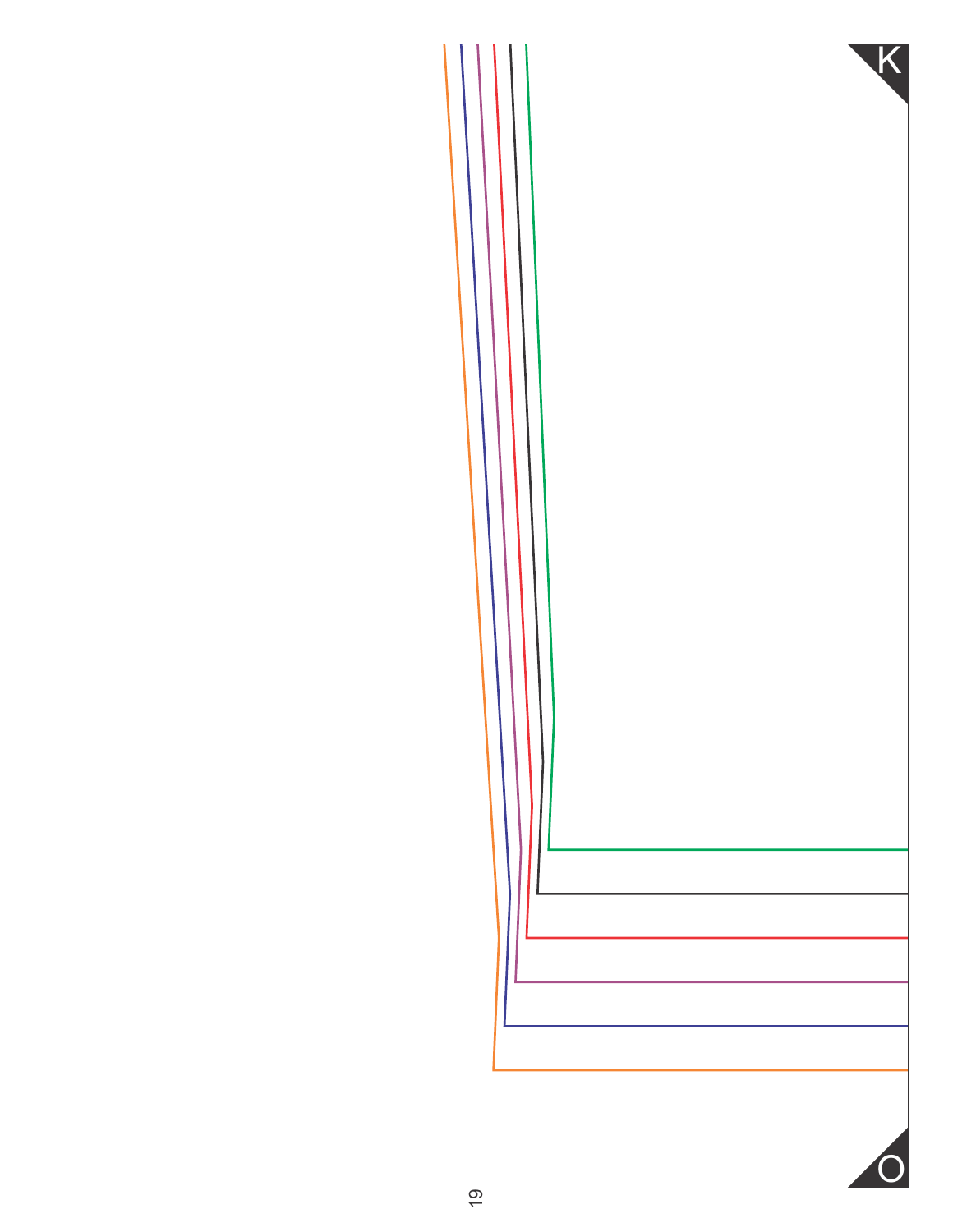K

O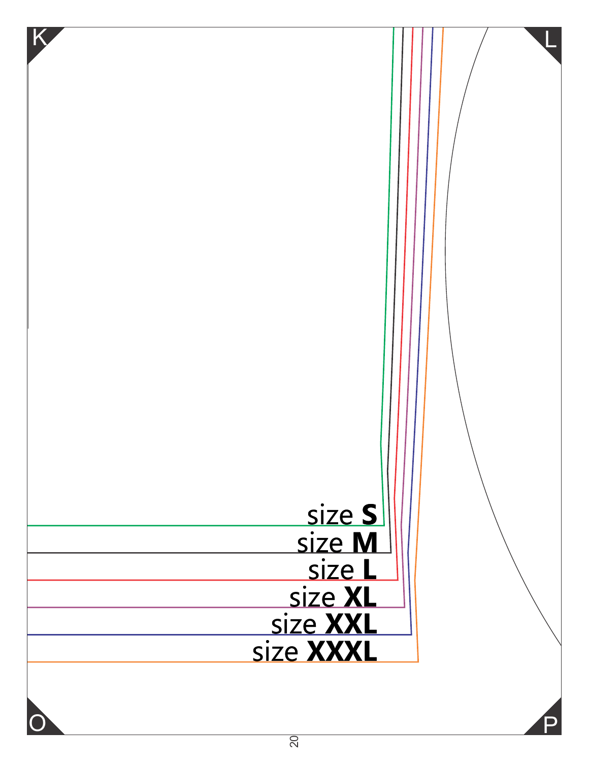K

L

size **S**

size **M**

size **L**

size **XL**

size **XXL**

size **XXXL**

O

P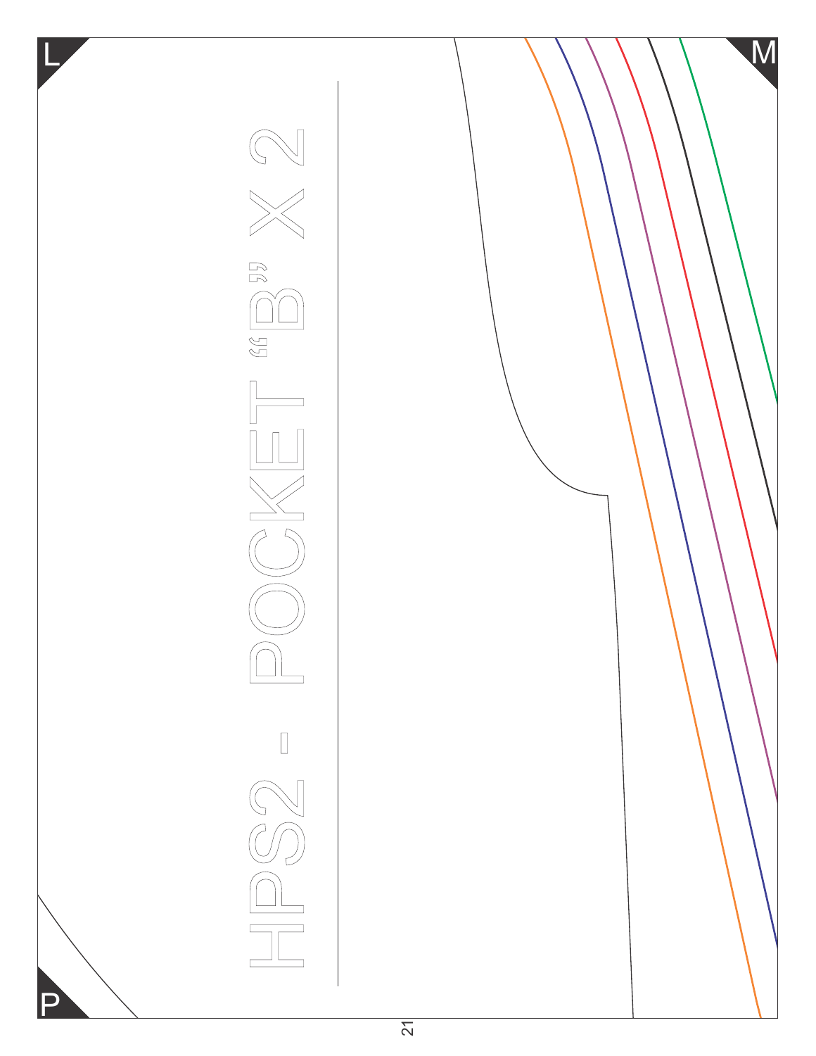L

M

P

# HPS2 - POCKET "B" X 2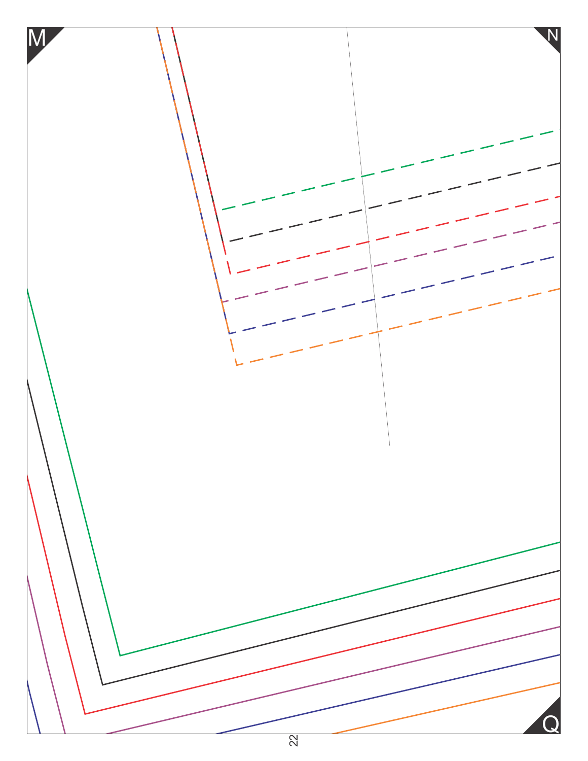M

N

Q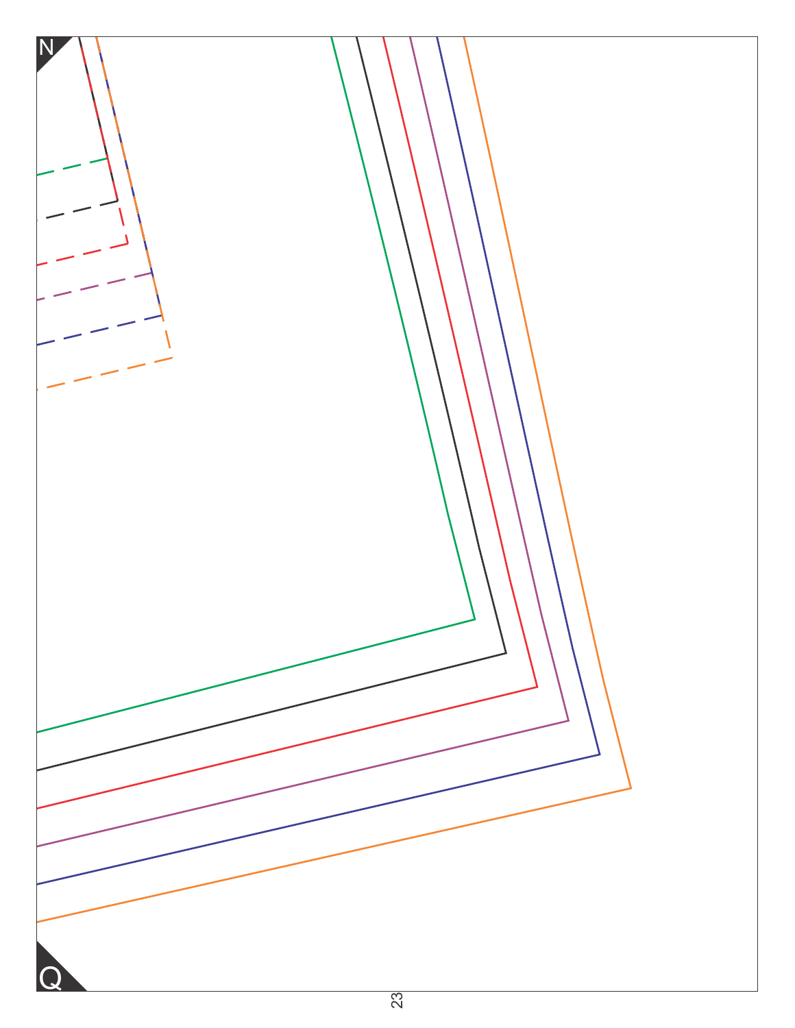N

Q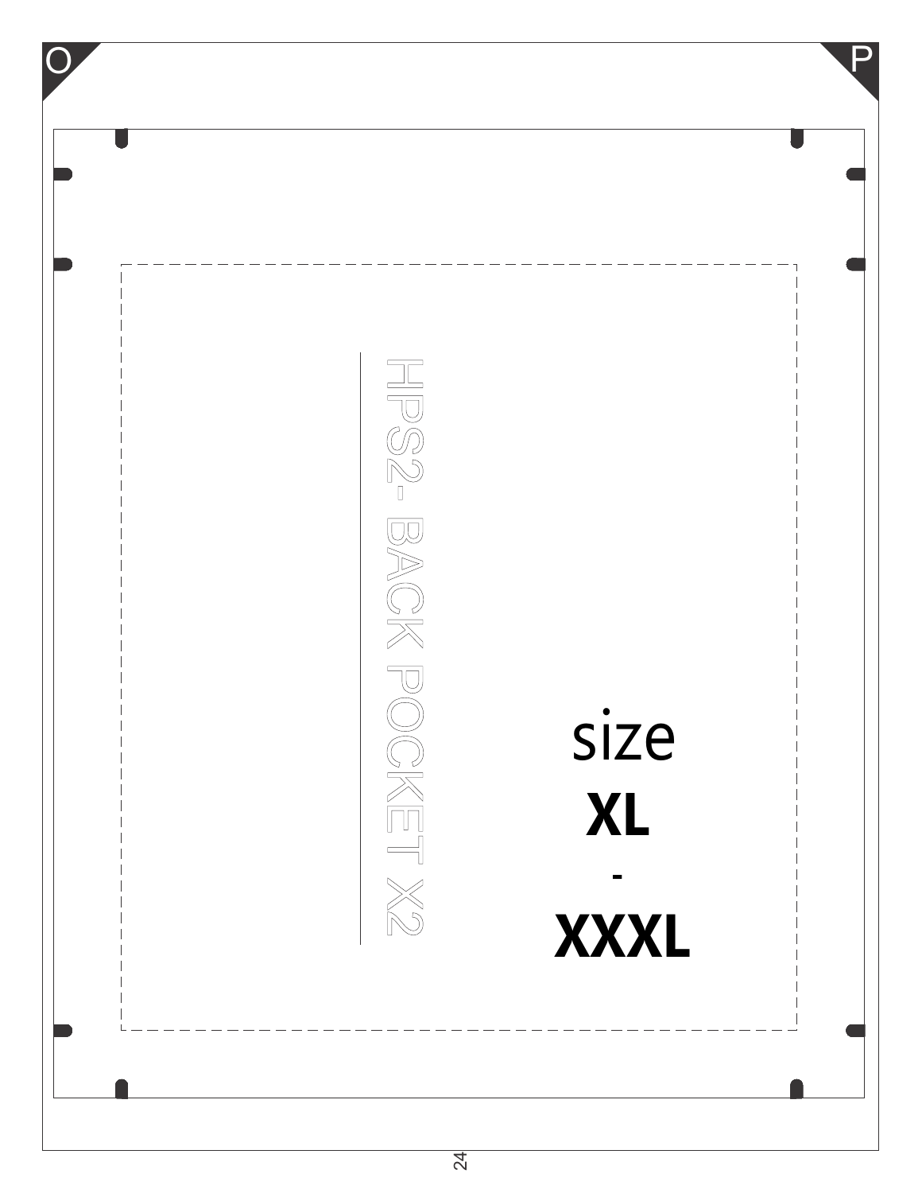O

P

HPS2- BACK POCKET X2

size

**XL**

-

**XXXL**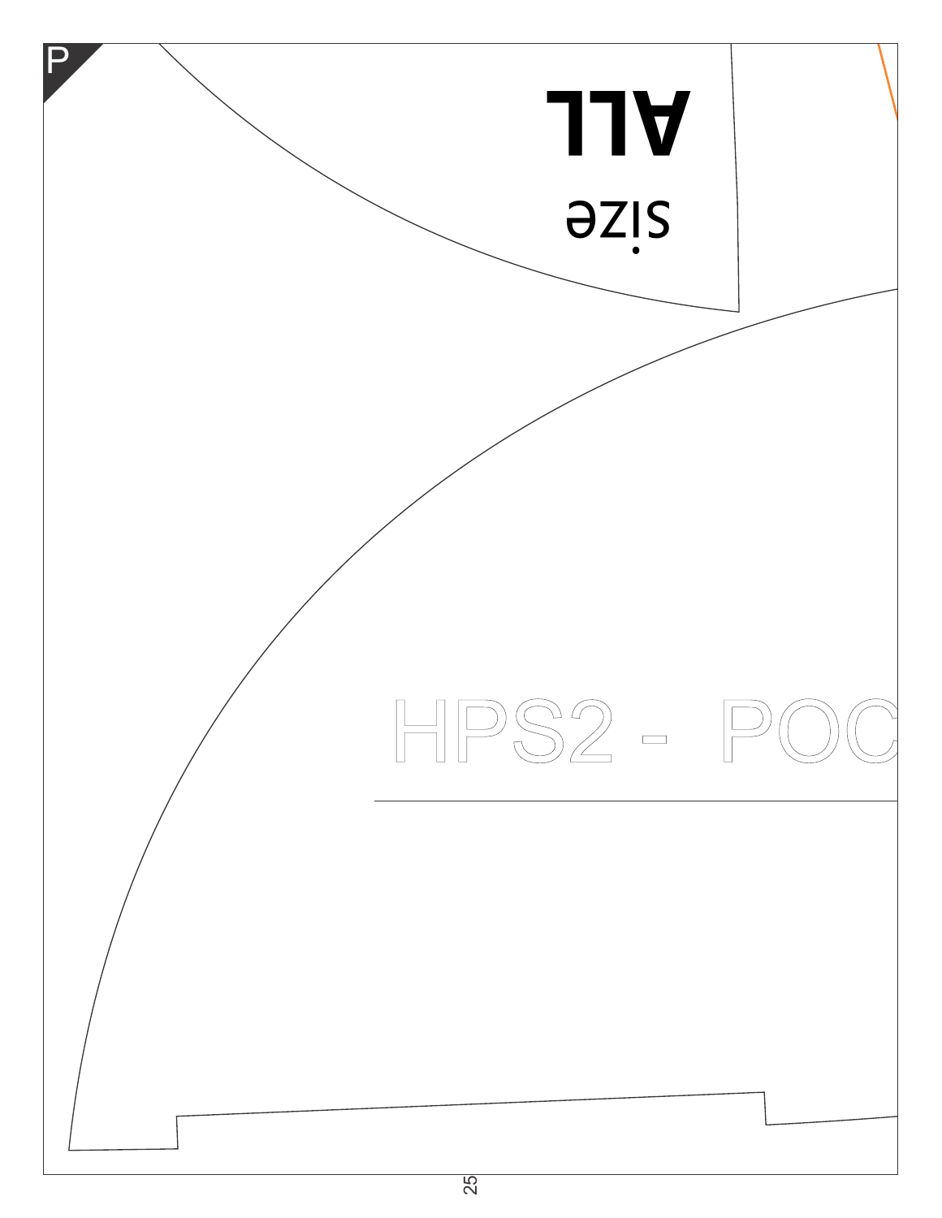P

size
**ALL**

HPS2 - POC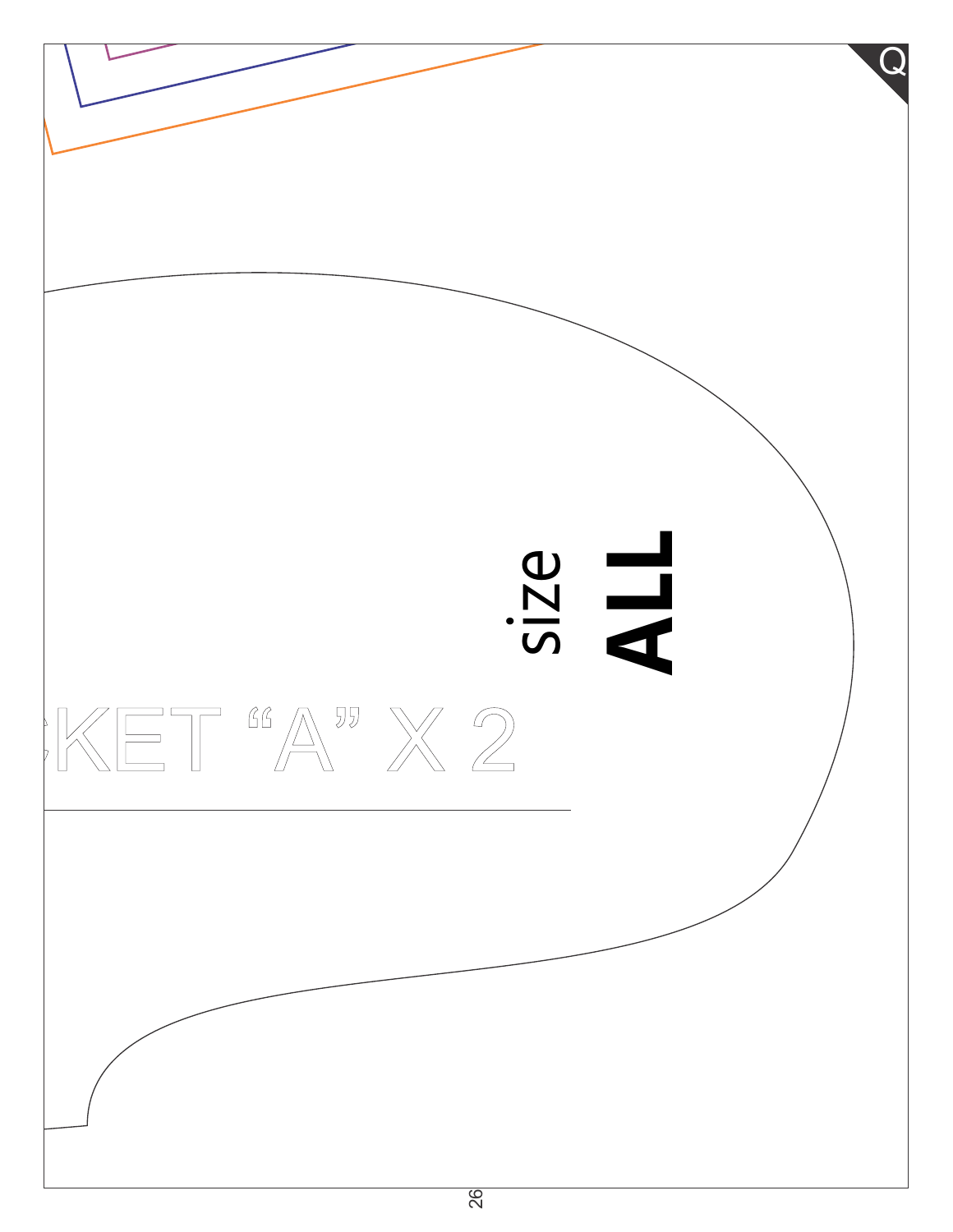Q

size

**ALL**

KET "A" X 2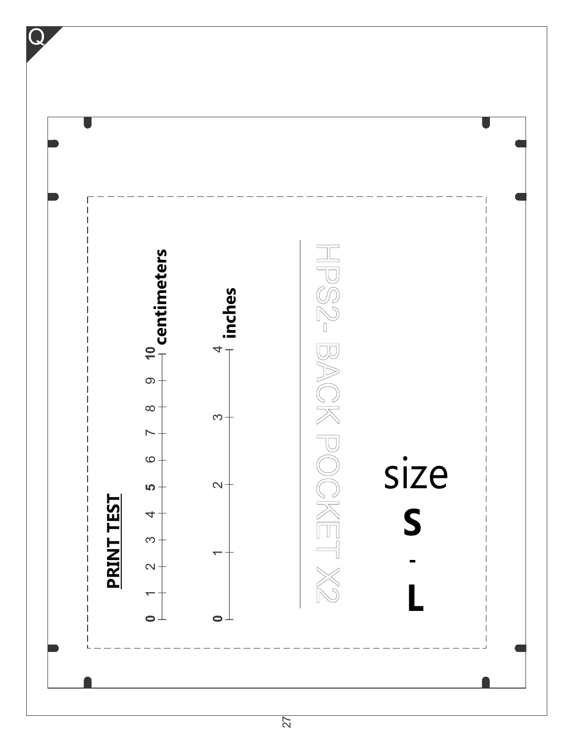Q

**PRINT TEST**

0 1 2 3 4 5 6 7 8 9 10 **centimeters**

0 1 2 3 4 **inches**

HPS2- BACK POCKET X2

size

**S - L**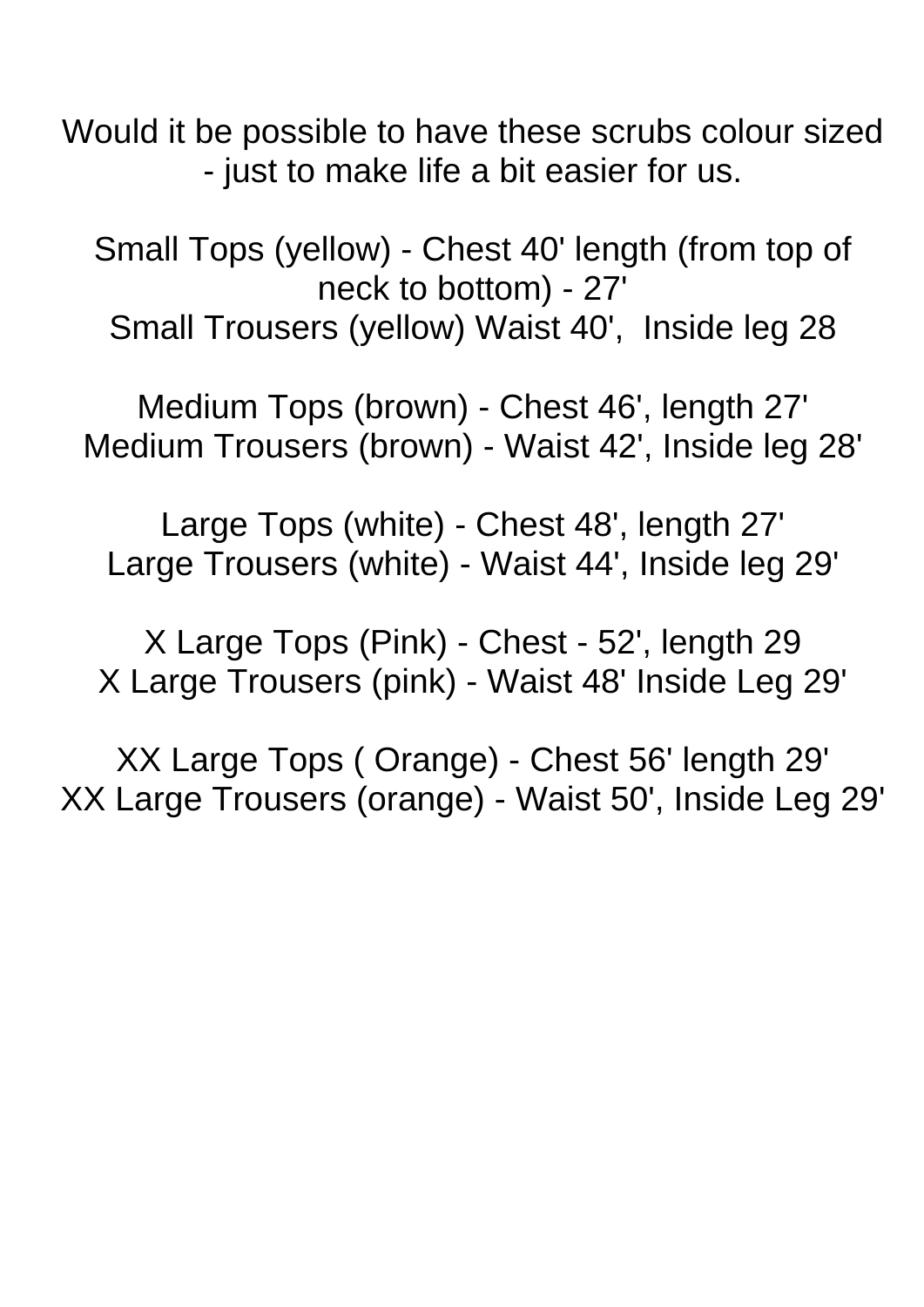Would it be possible to have these scrubs colour sized - just to make life a bit easier for us.

Small Tops (yellow) - Chest 40' length (from top of neck to bottom) - 27'
Small Trousers (yellow) Waist 40', Inside leg 28

Medium Tops (brown) - Chest 46', length 27'
Medium Trousers (brown) - Waist 42', Inside leg 28'

Large Tops (white) - Chest 48', length 27'
Large Trousers (white) - Waist 44', Inside leg 29'

X Large Tops (Pink) - Chest - 52', length 29
X Large Trousers (pink) - Waist 48' Inside Leg 29'

XX Large Tops ( Orange) - Chest 56' length 29'
XX Large Trousers (orange) - Waist 50', Inside Leg 29'